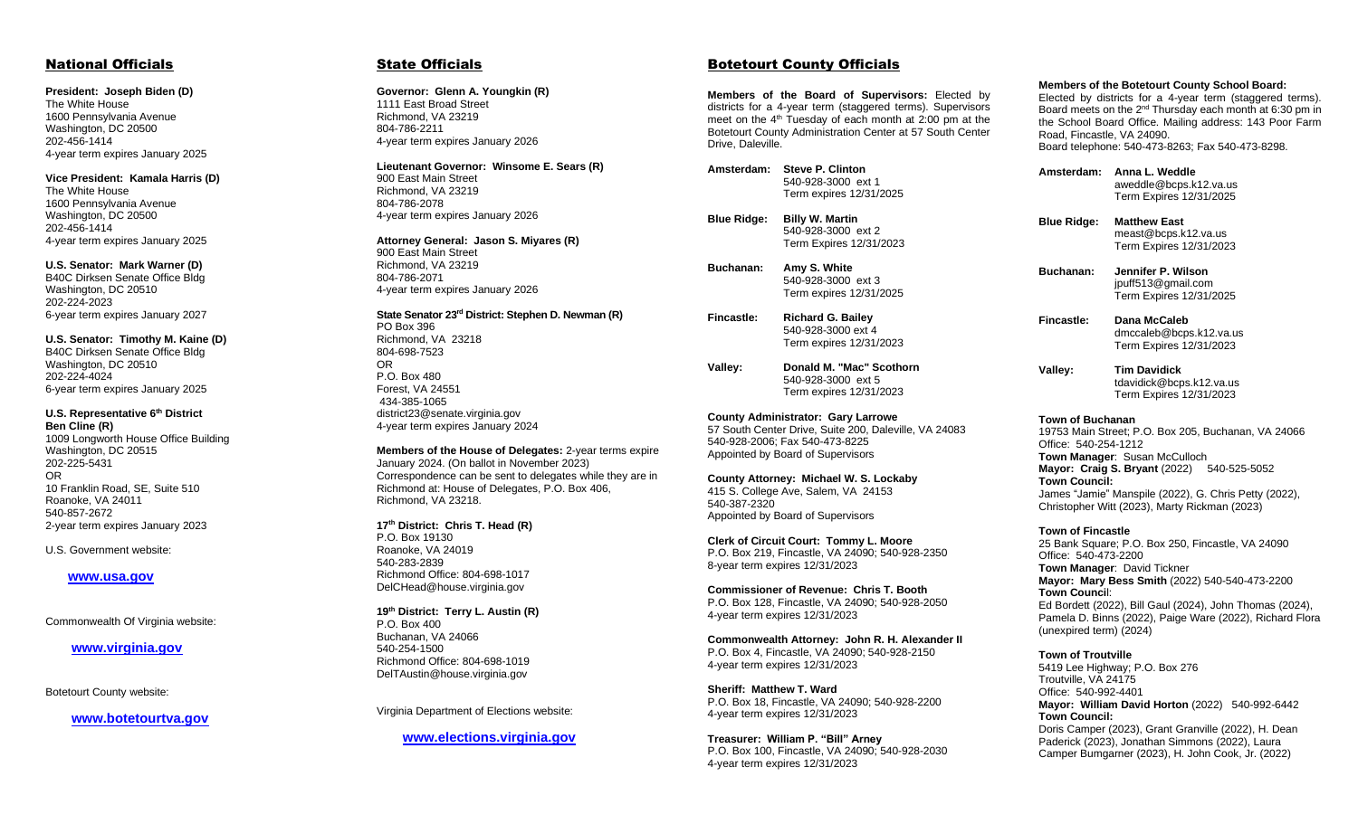## National Officials

**President: Joseph Biden (D)**
The White House
1600 Pennsylvania Avenue
Washington, DC 20500
202-456-1414
4-year term expires January 2025

**Vice President: Kamala Harris (D)**
The White House
1600 Pennsylvania Avenue
Washington, DC 20500
202-456-1414
4-year term expires January 2025

**U.S. Senator: Mark Warner (D)**
B40C Dirksen Senate Office Bldg
Washington, DC 20510
202-224-2023
6-year term expires January 2027

**U.S. Senator: Timothy M. Kaine (D)**
B40C Dirksen Senate Office Bldg
Washington, DC 20510
202-224-4024
6-year term expires January 2025

**U.S. Representative 6th District Ben Cline (R)**
1009 Longworth House Office Building
Washington, DC 20515
202-225-5431
OR
10 Franklin Road, SE, Suite 510
Roanoke, VA 24011
540-857-2672
2-year term expires January 2023

U.S. Government website:

**www.usa.gov**

Commonwealth Of Virginia website:

**www.virginia.gov**

Botetourt County website:

**www.botetourtva.gov**

## State Officials

**Governor: Glenn A. Youngkin (R)**
1111 East Broad Street
Richmond, VA 23219
804-786-2211
4-year term expires January 2026

**Lieutenant Governor: Winsome E. Sears (R)**
900 East Main Street
Richmond, VA 23219
804-786-2078
4-year term expires January 2026

**Attorney General: Jason S. Miyares (R)**
900 East Main Street
Richmond, VA 23219
804-786-2071
4-year term expires January 2026

**State Senator 23rd District: Stephen D. Newman (R)**
PO Box 396
Richmond, VA 23218
804-698-7523
OR
P.O. Box 480
Forest, VA 24551
434-385-1065
district23@senate.virginia.gov
4-year term expires January 2024

**Members of the House of Delegates:** 2-year terms expire January 2024. (On ballot in November 2023) Correspondence can be sent to delegates while they are in Richmond at: House of Delegates, P.O. Box 406, Richmond, VA 23218.

**17th District: Chris T. Head (R)**
P.O. Box 19130
Roanoke, VA 24019
540-283-2839
Richmond Office: 804-698-1017
DelCHead@house.virginia.gov

**19th District: Terry L. Austin (R)**
P.O. Box 400
Buchanan, VA 24066
540-254-1500
Richmond Office: 804-698-1019
DelTAustin@house.virginia.gov

Virginia Department of Elections website:

**www.elections.virginia.gov**

## Botetourt County Officials

**Members of the Board of Supervisors:** Elected by districts for a 4-year term (staggered terms). Supervisors meet on the 4th Tuesday of each month at 2:00 pm at the Botetourt County Administration Center at 57 South Center Drive, Daleville.

**Amsterdam:** **Steve P. Clinton**
540-928-3000 ext 1
Term expires 12/31/2025

**Blue Ridge:** **Billy W. Martin**
540-928-3000 ext 2
Term Expires 12/31/2023

**Buchanan:** **Amy S. White**
540-928-3000 ext 3
Term expires 12/31/2025

**Fincastle:** **Richard G. Bailey**
540-928-3000 ext 4
Term expires 12/31/2023

**Valley:** **Donald M. "Mac" Scothorn**
540-928-3000 ext 5
Term expires 12/31/2023

**County Administrator: Gary Larrowe**
57 South Center Drive, Suite 200, Daleville, VA 24083
540-928-2006; Fax 540-473-8225
Appointed by Board of Supervisors

**County Attorney: Michael W. S. Lockaby**
415 S. College Ave, Salem, VA 24153
540-387-2320
Appointed by Board of Supervisors

**Clerk of Circuit Court: Tommy L. Moore**
P.O. Box 219, Fincastle, VA 24090; 540-928-2350
8-year term expires 12/31/2023

**Commissioner of Revenue: Chris T. Booth**
P.O. Box 128, Fincastle, VA 24090; 540-928-2050
4-year term expires 12/31/2023

**Commonwealth Attorney: John R. H. Alexander II**
P.O. Box 4, Fincastle, VA 24090; 540-928-2150
4-year term expires 12/31/2023

**Sheriff: Matthew T. Ward**
P.O. Box 18, Fincastle, VA 24090; 540-928-2200
4-year term expires 12/31/2023

**Treasurer: William P. "Bill" Arney**
P.O. Box 100, Fincastle, VA 24090; 540-928-2030
4-year term expires 12/31/2023

**Members of the Botetourt County School Board:**
Elected by districts for a 4-year term (staggered terms). Board meets on the 2nd Thursday each month at 6:30 pm in the School Board Office. Mailing address: 143 Poor Farm Road, Fincastle, VA 24090.
Board telephone: 540-473-8263; Fax 540-473-8298.

**Amsterdam:** **Anna L. Weddle**
aweddle@bcps.k12.va.us
Term Expires 12/31/2025

**Blue Ridge:** **Matthew East**
meast@bcps.k12.va.us
Term Expires 12/31/2023

**Buchanan:** **Jennifer P. Wilson**
jpuff513@gmail.com
Term Expires 12/31/2025

**Fincastle:** **Dana McCaleb**
dmccaleb@bcps.k12.va.us
Term Expires 12/31/2023

**Valley:** **Tim Davidick**
tdavidick@bcps.k12.va.us
Term Expires 12/31/2023

**Town of Buchanan**
19753 Main Street; P.O. Box 205, Buchanan, VA 24066
Office: 540-254-1212
**Town Manager**: Susan McCulloch
**Mayor: Craig S. Bryant** (2022) 540-525-5052
**Town Council:**
James "Jamie" Manspile (2022), G. Chris Petty (2022), Christopher Witt (2023), Marty Rickman (2023)

**Town of Fincastle**
25 Bank Square; P.O. Box 250, Fincastle, VA 24090
Office: 540-473-2200
**Town Manager**: David Tickner
**Mayor: Mary Bess Smith** (2022) 540-540-473-2200
**Town Council**:
Ed Bordett (2022), Bill Gaul (2024), John Thomas (2024), Pamela D. Binns (2022), Paige Ware (2022), Richard Flora (unexpired term) (2024)

**Town of Troutville**
5419 Lee Highway; P.O. Box 276
Troutville, VA 24175
Office: 540-992-4401
**Mayor: William David Horton** (2022) 540-992-6442
**Town Council:**
Doris Camper (2023), Grant Granville (2022), H. Dean Paderick (2023), Jonathan Simmons (2022), Laura Camper Bumgarner (2023), H. John Cook, Jr. (2022)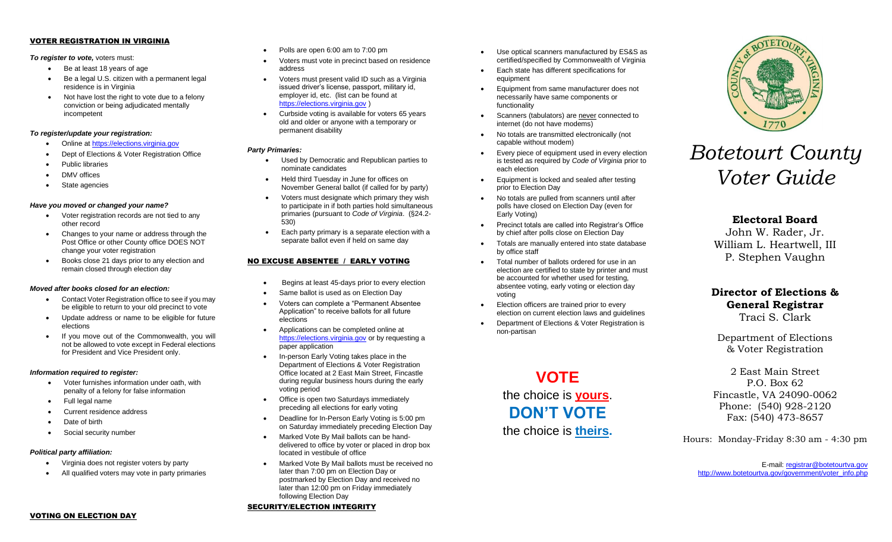## VOTER REGISTRATION IN VIRGINIA

***To register to vote,*** voters must:

- Be at least 18 years of age
- Be a legal U.S. citizen with a permanent legal residence is in Virginia
- Not have lost the right to vote due to a felony conviction or being adjudicated mentally incompetent

### *To register/update your registration:*

- Online at https://elections.virginia.gov
- Dept of Elections & Voter Registration Office
- Public libraries
- DMV offices
- State agencies

### *Have you moved or changed your name?*

- Voter registration records are not tied to any other record
- Changes to your name or address through the Post Office or other County office DOES NOT change your voter registration
- Books close 21 days prior to any election and remain closed through election day

### *Moved after books closed for an election:*

- Contact Voter Registration office to see if you may be eligible to return to your old precinct to vote
- Update address or name to be eligible for future elections
- If you move out of the Commonwealth, you will not be allowed to vote except in Federal elections for President and Vice President only.

### *Information required to register:*

- Voter furnishes information under oath, with penalty of a felony for false information
- Full legal name
- Current residence address
- Date of birth
- Social security number

### *Political party affiliation:*

- Virginia does not register voters by party
- All qualified voters may vote in party primaries

## VOTING ON ELECTION DAY

- Polls are open 6:00 am to 7:00 pm
- Voters must vote in precinct based on residence address
- Voters must present valid ID such as a Virginia issued driver's license, passport, military id, employer id, etc. (list can be found at https://elections.virginia.gov )
- Curbside voting is available for voters 65 years old and older or anyone with a temporary or permanent disability

### *Party Primaries:*

- Used by Democratic and Republican parties to nominate candidates
- Held third Tuesday in June for offices on November General ballot (if called for by party)
- Voters must designate which primary they wish to participate in if both parties hold simultaneous primaries (pursuant to *Code of Virginia*. (§24.2-530)
- Each party primary is a separate election with a separate ballot even if held on same day

## NO EXCUSE ABSENTEE / EARLY VOTING

- Begins at least 45-days prior to every election
- Same ballot is used as on Election Day
- Voters can complete a "Permanent Absentee Application" to receive ballots for all future elections
- Applications can be completed online at https://elections.virginia.gov or by requesting a paper application
- In-person Early Voting takes place in the Department of Elections & Voter Registration Office located at 2 East Main Street, Fincastle during regular business hours during the early voting period
- Office is open two Saturdays immediately preceding all elections for early voting
- Deadline for In-Person Early Voting is 5:00 pm on Saturday immediately preceding Election Day
- Marked Vote By Mail ballots can be hand-delivered to office by voter or placed in drop box located in vestibule of office
- Marked Vote By Mail ballots must be received no later than 7:00 pm on Election Day or postmarked by Election Day and received no later than 12:00 pm on Friday immediately following Election Day

## SECURITY/ELECTION INTEGRITY

- Use optical scanners manufactured by ES&S as certified/specified by Commonwealth of Virginia
- Each state has different specifications for equipment
- Equipment from same manufacturer does not necessarily have same components or functionality
- Scanners (tabulators) are never connected to internet (do not have modems)
- No totals are transmitted electronically (not capable without modem)
- Every piece of equipment used in every election is tested as required by *Code of Virginia* prior to each election
- Equipment is locked and sealed after testing prior to Election Day
- No totals are pulled from scanners until after polls have closed on Election Day (even for Early Voting)
- Precinct totals are called into Registrar's Office by chief after polls close on Election Day
- Totals are manually entered into state database by office staff
- Total number of ballots ordered for use in an election are certified to state by printer and must be accounted for whether used for testing, absentee voting, early voting or election day voting
- Election officers are trained prior to every election on current election laws and guidelines
- Department of Elections & Voter Registration is non-partisan

**VOTE**
the choice is **yours**.
**DON'T VOTE**
the choice is **theirs.**

# *Botetourt County Voter Guide*

**Electoral Board**
John W. Rader, Jr.
William L. Heartwell, III
P. Stephen Vaughn

**Director of Elections & General Registrar**
Traci S. Clark

Department of Elections & Voter Registration

2 East Main Street
P.O. Box 62
Fincastle, VA 24090-0062
Phone: (540) 928-2120
Fax: (540) 473-8657

Hours: Monday-Friday 8:30 am - 4:30 pm

E-mail: registrar@botetourtva.gov
http://www.botetourtva.gov/government/voter_info.php